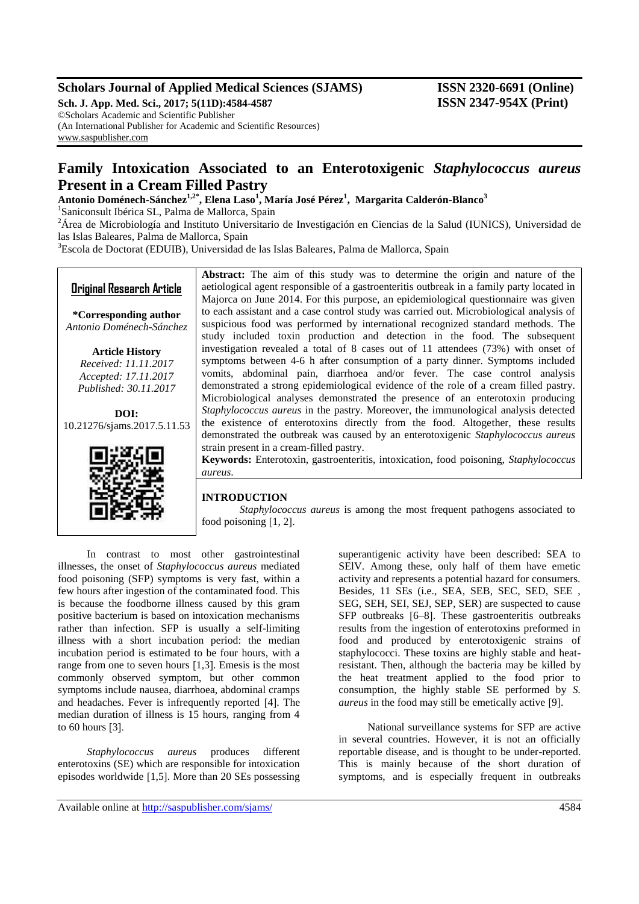# Family Intoxication Associated to an Enterotoxigenic *Staphylococcus aureus* Present in a Cream Filled Pastry

**Antonio Doménech-Sánchez[1,2*], Elena Laso[1], María José Pérez[1], Margarita Calderón-Blanco[3]**

[1]Saniconsult Ibérica SL, Palma de Mallorca, Spain

[2]Área de Microbiología and Instituto Universitario de Investigación en Ciencias de la Salud (IUNICS), Universidad de las Islas Baleares, Palma de Mallorca, Spain

[3]Escola de Doctorat (EDUIB), Universidad de las Islas Baleares, Palma de Mallorca, Spain

**Original Research Article**

**\*Corresponding author**
*Antonio Doménech-Sánchez*

**Article History**
*Received: 11.11.2017*
*Accepted: 17.11.2017*
*Published: 30.11.2017*

**DOI:**
10.21276/sjams.2017.5.11.53

**Abstract:** The aim of this study was to determine the origin and nature of the aetiological agent responsible of a gastroenteritis outbreak in a family party located in Majorca on June 2014. For this purpose, an epidemiological questionnaire was given to each assistant and a case control study was carried out. Microbiological analysis of suspicious food was performed by international recognized standard methods. The study included toxin production and detection in the food. The subsequent investigation revealed a total of 8 cases out of 11 attendees (73%) with onset of symptoms between 4-6 h after consumption of a party dinner. Symptoms included vomits, abdominal pain, diarrhoea and/or fever. The case control analysis demonstrated a strong epidemiological evidence of the role of a cream filled pastry. Microbiological analyses demonstrated the presence of an enterotoxin producing *Staphylococcus aureus* in the pastry. Moreover, the immunological analysis detected the existence of enterotoxins directly from the food. Altogether, these results demonstrated the outbreak was caused by an enterotoxigenic *Staphylococcus aureus* strain present in a cream-filled pastry.

**Keywords:** Enterotoxin, gastroenteritis, intoxication, food poisoning, *Staphylococcus aureus*.

## INTRODUCTION

*Staphylococcus aureus* is among the most frequent pathogens associated to food poisoning [1, 2].

In contrast to most other gastrointestinal illnesses, the onset of *Staphylococcus aureus* mediated food poisoning (SFP) symptoms is very fast, within a few hours after ingestion of the contaminated food. This is because the foodborne illness caused by this gram positive bacterium is based on intoxication mechanisms rather than infection. SFP is usually a self-limiting illness with a short incubation period: the median incubation period is estimated to be four hours, with a range from one to seven hours [1,3]. Emesis is the most commonly observed symptom, but other common symptoms include nausea, diarrhoea, abdominal cramps and headaches. Fever is infrequently reported [4]. The median duration of illness is 15 hours, ranging from 4 to 60 hours [3].

*Staphylococcus aureus* produces different enterotoxins (SE) which are responsible for intoxication episodes worldwide [1,5]. More than 20 SEs possessing superantigenic activity have been described: SEA to SElV. Among these, only half of them have emetic activity and represents a potential hazard for consumers. Besides, 11 SEs (i.e., SEA, SEB, SEC, SED, SEE , SEG, SEH, SEI, SEJ, SEP, SER) are suspected to cause SFP outbreaks [6–8]. These gastroenteritis outbreaks results from the ingestion of enterotoxins preformed in food and produced by enterotoxigenic strains of staphylococci. These toxins are highly stable and heat-resistant. Then, although the bacteria may be killed by the heat treatment applied to the food prior to consumption, the highly stable SE performed by *S. aureus* in the food may still be emetically active [9].

National surveillance systems for SFP are active in several countries. However, it is not an officially reportable disease, and is thought to be under-reported. This is mainly because of the short duration of symptoms, and is especially frequent in outbreaks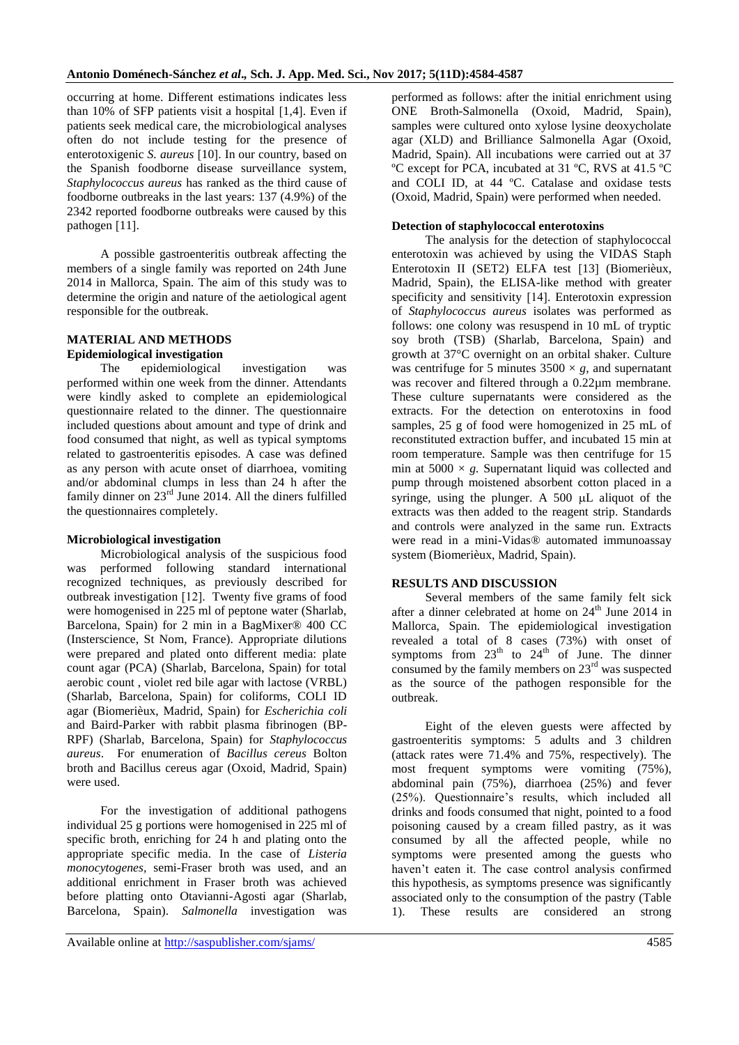occurring at home. Different estimations indicates less than 10% of SFP patients visit a hospital [1,4]. Even if patients seek medical care, the microbiological analyses often do not include testing for the presence of enterotoxigenic *S. aureus* [10]. In our country, based on the Spanish foodborne disease surveillance system, *Staphylococcus aureus* has ranked as the third cause of foodborne outbreaks in the last years: 137 (4.9%) of the 2342 reported foodborne outbreaks were caused by this pathogen [11].

A possible gastroenteritis outbreak affecting the members of a single family was reported on 24th June 2014 in Mallorca, Spain. The aim of this study was to determine the origin and nature of the aetiological agent responsible for the outbreak.

## MATERIAL AND METHODS

### Epidemiological investigation

The epidemiological investigation was performed within one week from the dinner. Attendants were kindly asked to complete an epidemiological questionnaire related to the dinner. The questionnaire included questions about amount and type of drink and food consumed that night, as well as typical symptoms related to gastroenteritis episodes. A case was defined as any person with acute onset of diarrhoea, vomiting and/or abdominal clumps in less than 24 h after the family dinner on 23rd June 2014. All the diners fulfilled the questionnaires completely.

### Microbiological investigation

Microbiological analysis of the suspicious food was performed following standard international recognized techniques, as previously described for outbreak investigation [12]. Twenty five grams of food were homogenised in 225 ml of peptone water (Sharlab, Barcelona, Spain) for 2 min in a BagMixer® 400 CC (Insterscience, St Nom, France). Appropriate dilutions were prepared and plated onto different media: plate count agar (PCA) (Sharlab, Barcelona, Spain) for total aerobic count , violet red bile agar with lactose (VRBL) (Sharlab, Barcelona, Spain) for coliforms, COLI ID agar (Biomerièux, Madrid, Spain) for *Escherichia coli* and Baird-Parker with rabbit plasma fibrinogen (BP-RPF) (Sharlab, Barcelona, Spain) for *Staphylococcus aureus*. For enumeration of *Bacillus cereus* Bolton broth and Bacillus cereus agar (Oxoid, Madrid, Spain) were used.

For the investigation of additional pathogens individual 25 g portions were homogenised in 225 ml of specific broth, enriching for 24 h and plating onto the appropriate specific media. In the case of *Listeria monocytogenes*, semi-Fraser broth was used, and an additional enrichment in Fraser broth was achieved before platting onto Otavianni-Agosti agar (Sharlab, Barcelona, Spain). *Salmonella* investigation was performed as follows: after the initial enrichment using ONE Broth-Salmonella (Oxoid, Madrid, Spain), samples were cultured onto xylose lysine deoxycholate agar (XLD) and Brilliance Salmonella Agar (Oxoid, Madrid, Spain). All incubations were carried out at 37 ºC except for PCA, incubated at 31 ºC, RVS at 41.5 ºC and COLI ID, at 44 ºC. Catalase and oxidase tests (Oxoid, Madrid, Spain) were performed when needed.

### Detection of staphylococcal enterotoxins

The analysis for the detection of staphylococcal enterotoxin was achieved by using the VIDAS Staph Enterotoxin II (SET2) ELFA test [13] (Biomerièux, Madrid, Spain), the ELISA-like method with greater specificity and sensitivity [14]. Enterotoxin expression of *Staphylococcus aureus* isolates was performed as follows: one colony was resuspend in 10 mL of tryptic soy broth (TSB) (Sharlab, Barcelona, Spain) and growth at 37°C overnight on an orbital shaker. Culture was centrifuge for 5 minutes $3500 \times g$, and supernatant was recover and filtered through a 0.22µm membrane. These culture supernatants were considered as the extracts. For the detection on enterotoxins in food samples, 25 g of food were homogenized in 25 mL of reconstituted extraction buffer, and incubated 15 min at room temperature. Sample was then centrifuge for 15 min at $5000 \times g$. Supernatant liquid was collected and pump through moistened absorbent cotton placed in a syringe, using the plunger. A 500 µL aliquot of the extracts was then added to the reagent strip. Standards and controls were analyzed in the same run. Extracts were read in a mini-Vidas® automated immunoassay system (Biomerièux, Madrid, Spain).

## RESULTS AND DISCUSSION

Several members of the same family felt sick after a dinner celebrated at home on 24th June 2014 in Mallorca, Spain. The epidemiological investigation revealed a total of 8 cases (73%) with onset of symptoms from 23th to 24th of June. The dinner consumed by the family members on 23rd was suspected as the source of the pathogen responsible for the outbreak.

Eight of the eleven guests were affected by gastroenteritis symptoms: 5 adults and 3 children (attack rates were 71.4% and 75%, respectively). The most frequent symptoms were vomiting (75%), abdominal pain (75%), diarrhoea (25%) and fever (25%). Questionnaire's results, which included all drinks and foods consumed that night, pointed to a food poisoning caused by a cream filled pastry, as it was consumed by all the affected people, while no symptoms were presented among the guests who haven't eaten it. The case control analysis confirmed this hypothesis, as symptoms presence was significantly associated only to the consumption of the pastry (Table 1). These results are considered an strong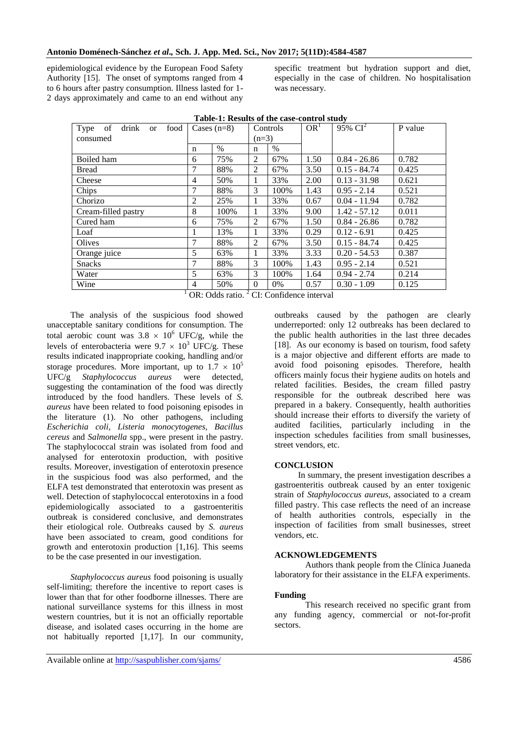epidemiological evidence by the European Food Safety Authority [15]. The onset of symptoms ranged from 4 to 6 hours after pastry consumption. Illness lasted for 1-2 days approximately and came to an end without any specific treatment but hydration support and diet, especially in the case of children. No hospitalisation was necessary.

**Table-1: Results of the case-control study**

| Type of drink or food consumed | Cases (n=8) | | Controls (n=3) | | OR[1] | 95% CI[2] | P value |
|---|---|---|---|---|---|---|---|
| | n | % | n | % | | | |
| Boiled ham | 6 | 75% | 2 | 67% | 1.50 | 0.84 - 26.86 | 0.782 |
| Bread | 7 | 88% | 2 | 67% | 3.50 | 0.15 - 84.74 | 0.425 |
| Cheese | 4 | 50% | 1 | 33% | 2.00 | 0.13 - 31.98 | 0.621 |
| Chips | 7 | 88% | 3 | 100% | 1.43 | 0.95 - 2.14 | 0.521 |
| Chorizo | 2 | 25% | 1 | 33% | 0.67 | 0.04 - 11.94 | 0.782 |
| Cream-filled pastry | 8 | 100% | 1 | 33% | 9.00 | 1.42 - 57.12 | 0.011 |
| Cured ham | 6 | 75% | 2 | 67% | 1.50 | 0.84 - 26.86 | 0.782 |
| Loaf | 1 | 13% | 1 | 33% | 0.29 | 0.12 - 6.91 | 0.425 |
| Olives | 7 | 88% | 2 | 67% | 3.50 | 0.15 - 84.74 | 0.425 |
| Orange juice | 5 | 63% | 1 | 33% | 3.33 | 0.20 - 54.53 | 0.387 |
| Snacks | 7 | 88% | 3 | 100% | 1.43 | 0.95 - 2.14 | 0.521 |
| Water | 5 | 63% | 3 | 100% | 1.64 | 0.94 - 2.74 | 0.214 |
| Wine | 4 | 50% | 0 | 0% | 0.57 | 0.30 - 1.09 | 0.125 |

[1] OR: Odds ratio. [2] CI: Confidence interval

The analysis of the suspicious food showed unacceptable sanitary conditions for consumption. The total aerobic count was $3.8 \times 10^6$ UFC/g, while the levels of enterobacteria were $9.7 \times 10^3$ UFC/g. These results indicated inappropriate cooking, handling and/or storage procedures. More important, up to $1.7 \times 10^5$ UFC/g *Staphylococcus aureus* were detected, suggesting the contamination of the food was directly introduced by the food handlers. These levels of *S. aureus* have been related to food poisoning episodes in the literature (1). No other pathogens, including *Escherichia coli*, *Listeria monocytogenes, Bacillus cereus* and *Salmonella* spp., were present in the pastry. The staphylococcal strain was isolated from food and analysed for enterotoxin production, with positive results. Moreover, investigation of enterotoxin presence in the suspicious food was also performed, and the ELFA test demonstrated that enterotoxin was present as well. Detection of staphylococcal enterotoxins in a food epidemiologically associated to a gastroenteritis outbreak is considered conclusive, and demonstrates their etiological role. Outbreaks caused by *S. aureus* have been associated to cream, good conditions for growth and enterotoxin production [1,16]. This seems to be the case presented in our investigation.

*Staphylococcus aureus* food poisoning is usually self-limiting; therefore the incentive to report cases is lower than that for other foodborne illnesses. There are national surveillance systems for this illness in most western countries, but it is not an officially reportable disease, and isolated cases occurring in the home are not habitually reported [1,17]. In our community, outbreaks caused by the pathogen are clearly underreported: only 12 outbreaks has been declared to the public health authorities in the last three decades [18]. As our economy is based on tourism, food safety is a major objective and different efforts are made to avoid food poisoning episodes. Therefore, health officers mainly focus their hygiene audits on hotels and related facilities. Besides, the cream filled pastry responsible for the outbreak described here was prepared in a bakery. Consequently, health authorities should increase their efforts to diversify the variety of audited facilities, particularly including in the inspection schedules facilities from small businesses, street vendors, etc.

## CONCLUSION

In summary, the present investigation describes a gastroenteritis outbreak caused by an enter toxigenic strain of *Staphylococcus aureus*, associated to a cream filled pastry. This case reflects the need of an increase of health authorities controls, especially in the inspection of facilities from small businesses, street vendors, etc.

## ACKNOWLEDGEMENTS

Authors thank people from the Clínica Juaneda laboratory for their assistance in the ELFA experiments.

### Funding

This research received no specific grant from any funding agency, commercial or not-for-profit sectors.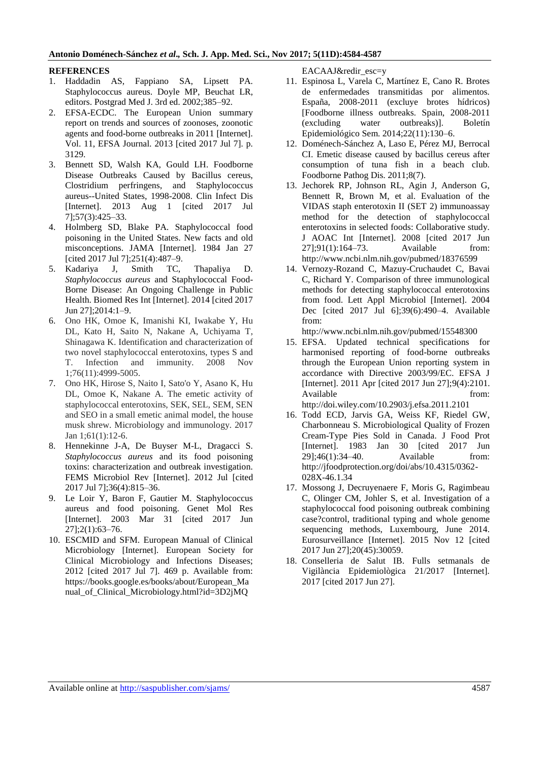**REFERENCES**

1. Haddadin AS, Fappiano SA, Lipsett PA. Staphylococcus aureus. Doyle MP, Beuchat LR, editors. Postgrad Med J. 3rd ed. 2002;385–92.
2. EFSA-ECDC. The European Union summary report on trends and sources of zoonoses, zoonotic agents and food-borne outbreaks in 2011 [Internet]. Vol. 11, EFSA Journal. 2013 [cited 2017 Jul 7]. p. 3129.
3. Bennett SD, Walsh KA, Gould LH. Foodborne Disease Outbreaks Caused by Bacillus cereus, Clostridium perfringens, and Staphylococcus aureus--United States, 1998-2008. Clin Infect Dis [Internet]. 2013 Aug 1 [cited 2017 Jul 7];57(3):425–33.
4. Holmberg SD, Blake PA. Staphylococcal food poisoning in the United States. New facts and old misconceptions. JAMA [Internet]. 1984 Jan 27 [cited 2017 Jul 7];251(4):487–9.
5. Kadariya J, Smith TC, Thapaliya D. *Staphylococcus aureus* and Staphylococcal Food-Borne Disease: An Ongoing Challenge in Public Health. Biomed Res Int [Internet]. 2014 [cited 2017 Jun 27];2014:1–9.
6. Ono HK, Omoe K, Imanishi KI, Iwakabe Y, Hu DL, Kato H, Saito N, Nakane A, Uchiyama T, Shinagawa K. Identification and characterization of two novel staphylococcal enterotoxins, types S and T. Infection and immunity. 2008 Nov 1;76(11):4999-5005.
7. Ono HK, Hirose S, Naito I, Sato'o Y, Asano K, Hu DL, Omoe K, Nakane A. The emetic activity of staphylococcal enterotoxins, SEK, SEL, SEM, SEN and SEO in a small emetic animal model, the house musk shrew. Microbiology and immunology. 2017 Jan 1;61(1):12-6.
8. Hennekinne J-A, De Buyser M-L, Dragacci S. *Staphylococcus aureus* and its food poisoning toxins: characterization and outbreak investigation. FEMS Microbiol Rev [Internet]. 2012 Jul [cited 2017 Jul 7];36(4):815–36.
9. Le Loir Y, Baron F, Gautier M. Staphylococcus aureus and food poisoning. Genet Mol Res [Internet]. 2003 Mar 31 [cited 2017 Jun 27];2(1):63–76.
10. ESCMID and SFM. European Manual of Clinical Microbiology [Internet]. European Society for Clinical Microbiology and Infections Diseases; 2012 [cited 2017 Jul 7]. 469 p. Available from: https://books.google.es/books/about/European_Manual_of_Clinical_Microbiology.html?id=3D2jMQEACAAJ&redir_esc=y
11. Espinosa L, Varela C, Martínez E, Cano R. Brotes de enfermedades transmitidas por alimentos. España, 2008-2011 (excluye brotes hídricos) [Foodborne illness outbreaks. Spain, 2008-2011 (excluding water outbreaks)]. Boletín Epidemiológico Sem. 2014;22(11):130–6.
12. Doménech-Sánchez A, Laso E, Pérez MJ, Berrocal CI. Emetic disease caused by bacillus cereus after consumption of tuna fish in a beach club. Foodborne Pathog Dis. 2011;8(7).
13. Jechorek RP, Johnson RL, Agin J, Anderson G, Bennett R, Brown M, et al. Evaluation of the VIDAS staph enterotoxin II (SET 2) immunoassay method for the detection of staphylococcal enterotoxins in selected foods: Collaborative study. J AOAC Int [Internet]. 2008 [cited 2017 Jun 27];91(1):164–73. Available from: http://www.ncbi.nlm.nih.gov/pubmed/18376599
14. Vernozy-Rozand C, Mazuy-Cruchaudet C, Bavai C, Richard Y. Comparison of three immunological methods for detecting staphylococcal enterotoxins from food. Lett Appl Microbiol [Internet]. 2004 Dec [cited 2017 Jul 6];39(6):490–4. Available from: http://www.ncbi.nlm.nih.gov/pubmed/15548300
15. EFSA. Updated technical specifications for harmonised reporting of food-borne outbreaks through the European Union reporting system in accordance with Directive 2003/99/EC. EFSA J [Internet]. 2011 Apr [cited 2017 Jun 27];9(4):2101. Available from: http://doi.wiley.com/10.2903/j.efsa.2011.2101
16. Todd ECD, Jarvis GA, Weiss KF, Riedel GW, Charbonneau S. Microbiological Quality of Frozen Cream-Type Pies Sold in Canada. J Food Prot [Internet]. 1983 Jan 30 [cited 2017 Jun 29];46(1):34–40. Available from: http://jfoodprotection.org/doi/abs/10.4315/0362-028X-46.1.34
17. Mossong J, Decruyenaere F, Moris G, Ragimbeau C, Olinger CM, Johler S, et al. Investigation of a staphylococcal food poisoning outbreak combining case?control, traditional typing and whole genome sequencing methods, Luxembourg, June 2014. Eurosurveillance [Internet]. 2015 Nov 12 [cited 2017 Jun 27];20(45):30059.
18. Conselleria de Salut IB. Fulls setmanals de Vigilància Epidemiològica 21/2017 [Internet]. 2017 [cited 2017 Jun 27].